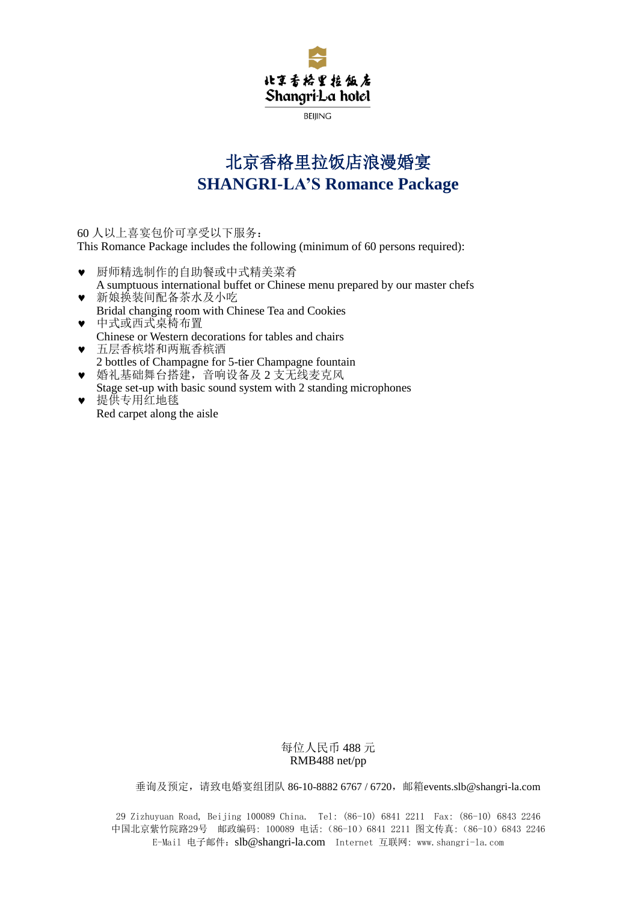北京香格里拉饭店
Shangri-La hotel
BEIJING

# 北京香格里拉饭店浪漫婚宴
# SHANGRI-LA'S Romance Package

60 人以上喜宴包价可享受以下服务：
This Romance Package includes the following (minimum of 60 persons required):

- 厨师精选制作的自助餐或中式精美菜肴
  A sumptuous international buffet or Chinese menu prepared by our master chefs
- 新娘换装间配备茶水及小吃
  Bridal changing room with Chinese Tea and Cookies
- 中式或西式桌椅布置
  Chinese or Western decorations for tables and chairs
- 五层香槟塔和两瓶香槟酒
  2 bottles of Champagne for 5-tier Champagne fountain
- 婚礼基础舞台搭建，音响设备及 2 支无线麦克风
  Stage set-up with basic sound system with 2 standing microphones
- 提供专用红地毯
  Red carpet along the aisle

每位人民币 488 元
RMB488 net/pp

垂询及预定，请致电婚宴组团队 86-10-8882 6767 / 6720，邮箱events.slb@shangri-la.com

29 Zizhuyuan Road, Beijing 100089 China. Tel: (86-10) 6841 2211 Fax: (86-10) 6843 2246
中国北京紫竹院路29号 邮政编码: 100089 电话: (86-10) 6841 2211 图文传真: (86-10) 6843 2246
E-Mail 电子邮件: slb@shangri-la.com Internet 互联网: www.shangri-la.com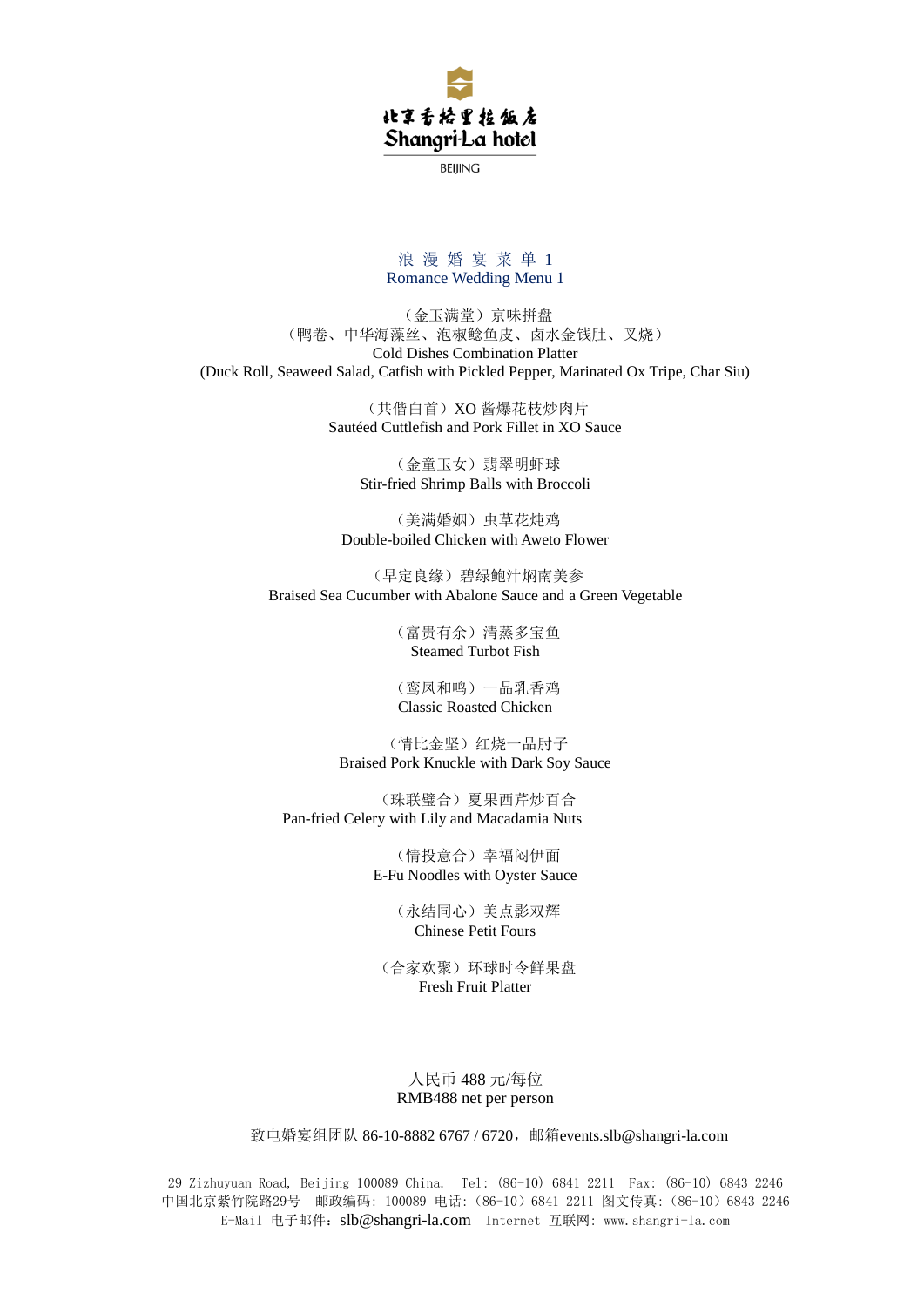北京香格里拉饭店
Shangri-La hotel
BEIJING

## 浪 漫 婚 宴 菜 单 1
## Romance Wedding Menu 1

（金玉满堂）京味拼盘
（鸭卷、中华海藻丝、泡椒鲶鱼皮、卤水金钱肚、叉烧）
Cold Dishes Combination Platter
(Duck Roll, Seaweed Salad, Catfish with Pickled Pepper, Marinated Ox Tripe, Char Siu)

（共偕白首）XO 酱爆花枝炒肉片
Sautéed Cuttlefish and Pork Fillet in XO Sauce

（金童玉女）翡翠明虾球
Stir-fried Shrimp Balls with Broccoli

（美满婚姻）虫草花炖鸡
Double-boiled Chicken with Aweto Flower

（早定良缘）碧绿鲍汁焖南美参
Braised Sea Cucumber with Abalone Sauce and a Green Vegetable

（富贵有余）清蒸多宝鱼
Steamed Turbot Fish

（鸾凤和鸣）一品乳香鸡
Classic Roasted Chicken

（情比金坚）红烧一品肘子
Braised Pork Knuckle with Dark Soy Sauce

（珠联璧合）夏果西芹炒百合
Pan-fried Celery with Lily and Macadamia Nuts

（情投意合）幸福闷伊面
E-Fu Noodles with Oyster Sauce

（永结同心）美点影双辉
Chinese Petit Fours

（合家欢聚）环球时令鲜果盘
Fresh Fruit Platter

人民币 488 元/每位
RMB488 net per person

致电婚宴组团队 86-10-8882 6767 / 6720，邮箱events.slb@shangri-la.com

29 Zizhuyuan Road, Beijing 100089 China. Tel: (86-10) 6841 2211 Fax: (86-10) 6843 2246
中国北京紫竹院路29号 邮政编码: 100089 电话:（86-10）6841 2211 图文传真:（86-10）6843 2246
E-Mail 电子邮件：slb@shangri-la.com Internet 互联网: www.shangri-la.com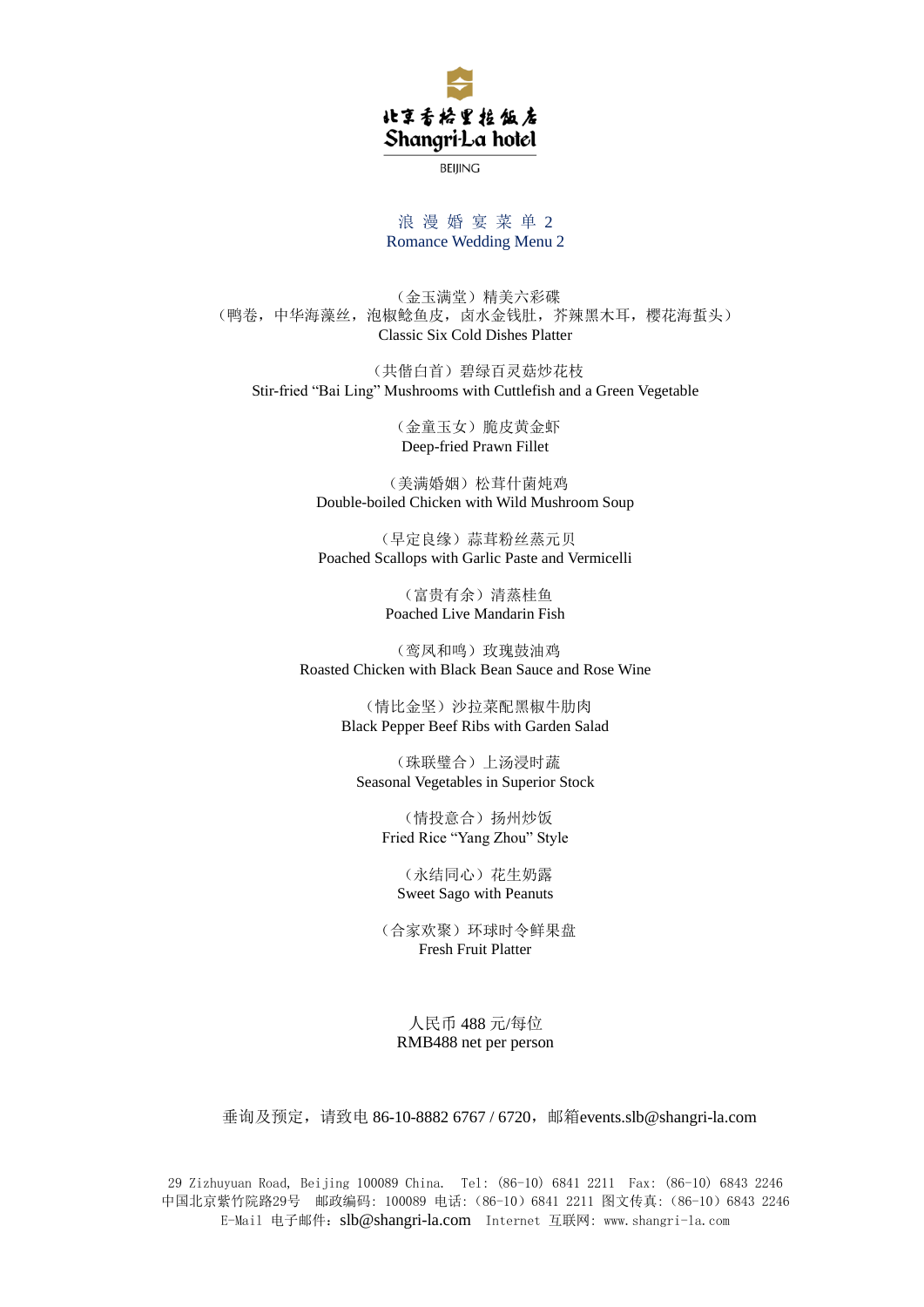北京香格里拉饭店
Shangri-La hotel
BEIJING

# 浪 漫 婚 宴 菜 单 2
# Romance Wedding Menu 2

（金玉满堂）精美六彩碟
（鸭卷，中华海藻丝，泡椒鲶鱼皮，卤水金钱肚，芥辣黑木耳，樱花海蜇头）
Classic Six Cold Dishes Platter

（共偕白首）碧绿百灵菇炒花枝
Stir-fried “Bai Ling” Mushrooms with Cuttlefish and a Green Vegetable

（金童玉女）脆皮黄金虾
Deep-fried Prawn Fillet

（美满婚姻）松茸什菌炖鸡
Double-boiled Chicken with Wild Mushroom Soup

（早定良缘）蒜茸粉丝蒸元贝
Poached Scallops with Garlic Paste and Vermicelli

（富贵有余）清蒸桂鱼
Poached Live Mandarin Fish

（鸾凤和鸣）玫瑰鼓油鸡
Roasted Chicken with Black Bean Sauce and Rose Wine

（情比金坚）沙拉菜配黑椒牛肋肉
Black Pepper Beef Ribs with Garden Salad

（珠联璧合）上汤浸时蔬
Seasonal Vegetables in Superior Stock

（情投意合）扬州炒饭
Fried Rice “Yang Zhou” Style

（永结同心）花生奶露
Sweet Sago with Peanuts

（合家欢聚）环球时令鲜果盘
Fresh Fruit Platter

人民币 488 元/每位
RMB488 net per person

垂询及预定，请致电 86-10-8882 6767 / 6720，邮箱events.slb@shangri-la.com

29 Zizhuyuan Road, Beijing 100089 China. Tel: (86-10) 6841 2211 Fax: (86-10) 6843 2246
中国北京紫竹院路29号 邮政编码: 100089 电话:（86-10）6841 2211 图文传真:（86-10）6843 2246
E-Mail 电子邮件：slb@shangri-la.com Internet 互联网: www.shangri-la.com